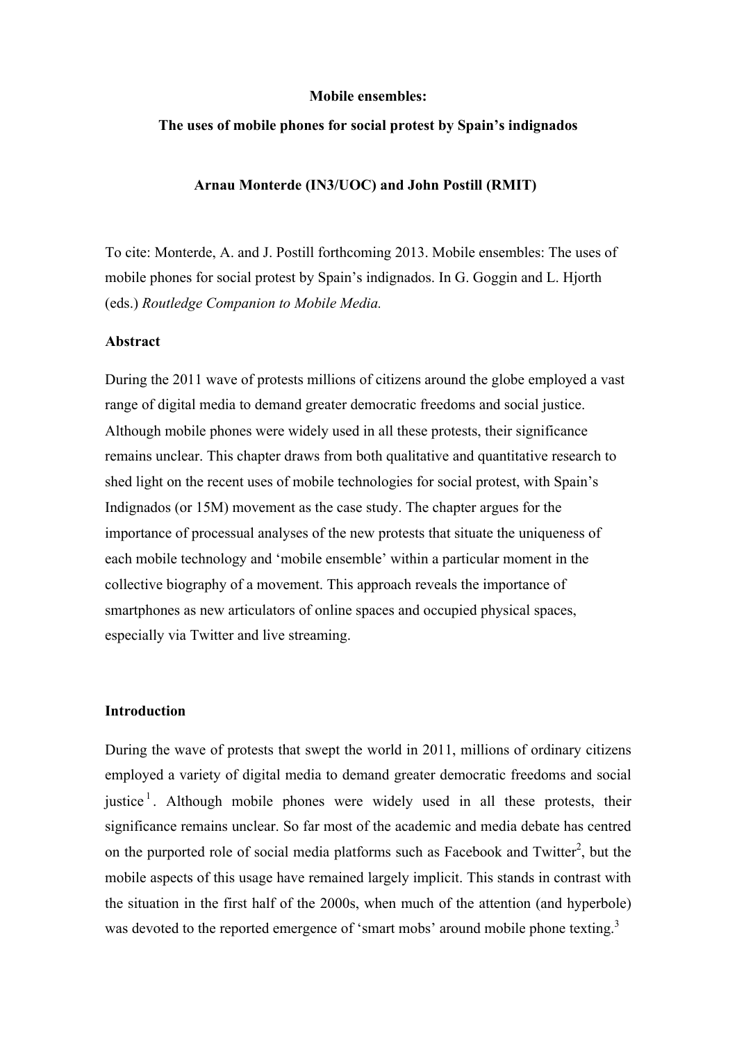# Mobile ensembles:

## The uses of mobile phones for social protest by Spain's indignados

**Arnau Monterde (IN3/UOC) and John Postill (RMIT)**

To cite: Monterde, A. and J. Postill forthcoming 2013. Mobile ensembles: The uses of mobile phones for social protest by Spain's indignados. In G. Goggin and L. Hjorth (eds.) *Routledge Companion to Mobile Media.*

### Abstract

During the 2011 wave of protests millions of citizens around the globe employed a vast range of digital media to demand greater democratic freedoms and social justice. Although mobile phones were widely used in all these protests, their significance remains unclear. This chapter draws from both qualitative and quantitative research to shed light on the recent uses of mobile technologies for social protest, with Spain's Indignados (or 15M) movement as the case study. The chapter argues for the importance of processual analyses of the new protests that situate the uniqueness of each mobile technology and 'mobile ensemble' within a particular moment in the collective biography of a movement. This approach reveals the importance of smartphones as new articulators of online spaces and occupied physical spaces, especially via Twitter and live streaming.

### Introduction

During the wave of protests that swept the world in 2011, millions of ordinary citizens employed a variety of digital media to demand greater democratic freedoms and social justice[1]. Although mobile phones were widely used in all these protests, their significance remains unclear. So far most of the academic and media debate has centred on the purported role of social media platforms such as Facebook and Twitter[2], but the mobile aspects of this usage have remained largely implicit. This stands in contrast with the situation in the first half of the 2000s, when much of the attention (and hyperbole) was devoted to the reported emergence of 'smart mobs' around mobile phone texting.[3]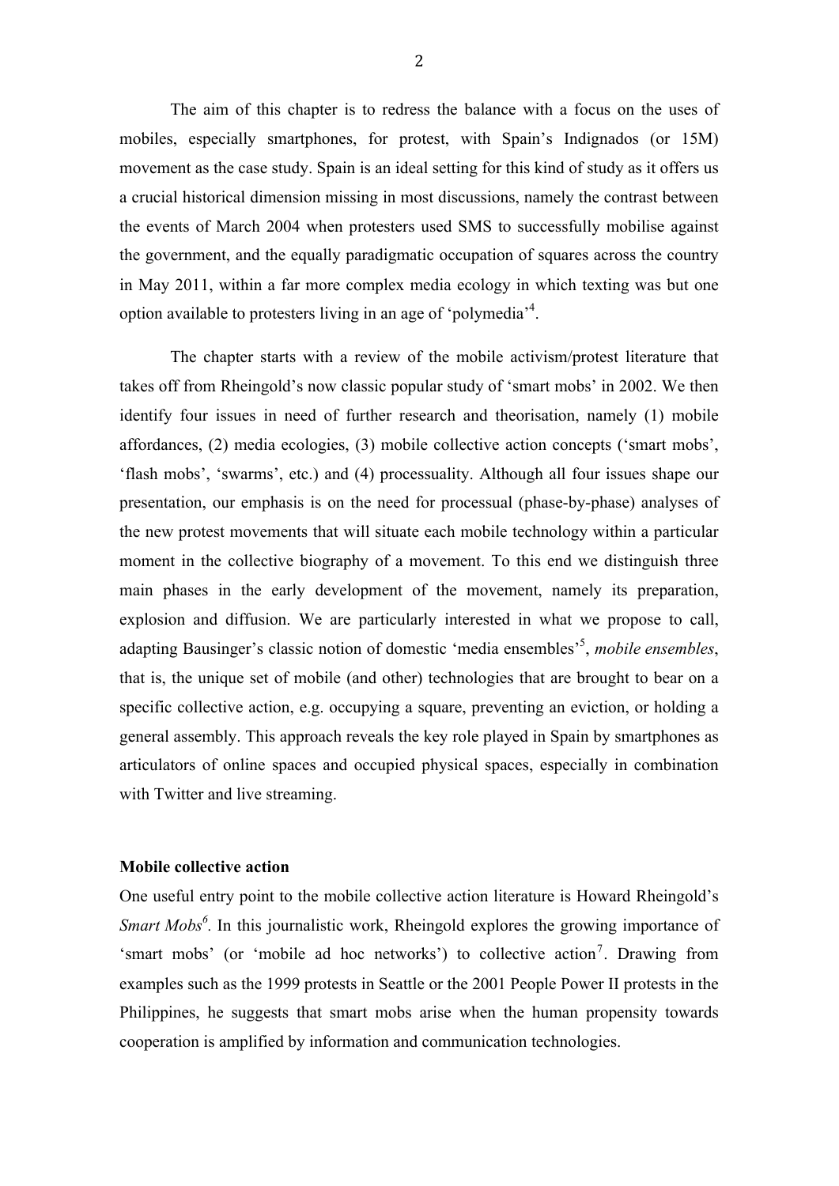The aim of this chapter is to redress the balance with a focus on the uses of mobiles, especially smartphones, for protest, with Spain's Indignados (or 15M) movement as the case study. Spain is an ideal setting for this kind of study as it offers us a crucial historical dimension missing in most discussions, namely the contrast between the events of March 2004 when protesters used SMS to successfully mobilise against the government, and the equally paradigmatic occupation of squares across the country in May 2011, within a far more complex media ecology in which texting was but one option available to protesters living in an age of 'polymedia'[4].

The chapter starts with a review of the mobile activism/protest literature that takes off from Rheingold's now classic popular study of 'smart mobs' in 2002. We then identify four issues in need of further research and theorisation, namely (1) mobile affordances, (2) media ecologies, (3) mobile collective action concepts ('smart mobs', 'flash mobs', 'swarms', etc.) and (4) processuality. Although all four issues shape our presentation, our emphasis is on the need for processual (phase-by-phase) analyses of the new protest movements that will situate each mobile technology within a particular moment in the collective biography of a movement. To this end we distinguish three main phases in the early development of the movement, namely its preparation, explosion and diffusion. We are particularly interested in what we propose to call, adapting Bausinger's classic notion of domestic 'media ensembles'[5], *mobile ensembles*, that is, the unique set of mobile (and other) technologies that are brought to bear on a specific collective action, e.g. occupying a square, preventing an eviction, or holding a general assembly. This approach reveals the key role played in Spain by smartphones as articulators of online spaces and occupied physical spaces, especially in combination with Twitter and live streaming.

**Mobile collective action**

One useful entry point to the mobile collective action literature is Howard Rheingold's *Smart Mobs*[6]. In this journalistic work, Rheingold explores the growing importance of 'smart mobs' (or 'mobile ad hoc networks') to collective action[7]. Drawing from examples such as the 1999 protests in Seattle or the 2001 People Power II protests in the Philippines, he suggests that smart mobs arise when the human propensity towards cooperation is amplified by information and communication technologies.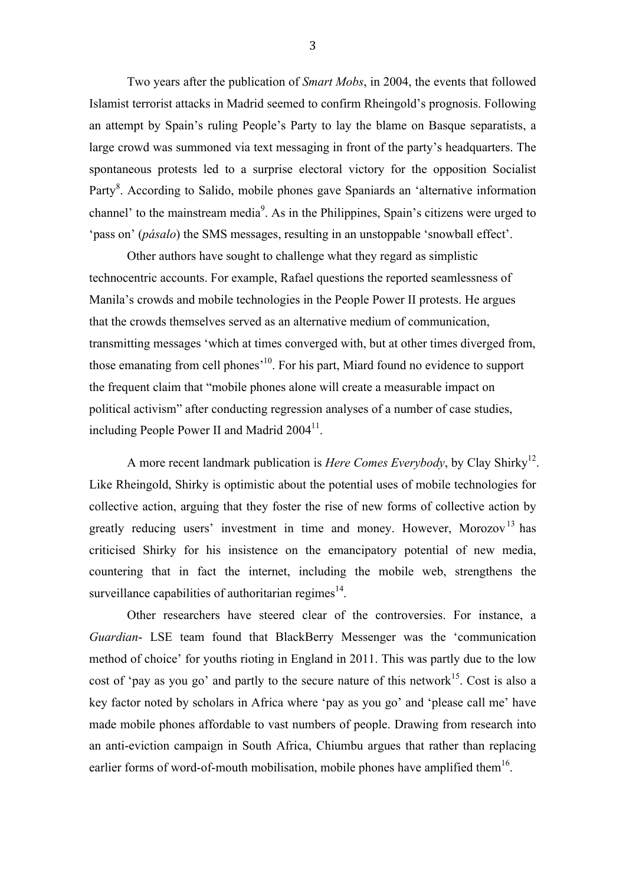Two years after the publication of *Smart Mobs*, in 2004, the events that followed Islamist terrorist attacks in Madrid seemed to confirm Rheingold's prognosis. Following an attempt by Spain's ruling People's Party to lay the blame on Basque separatists, a large crowd was summoned via text messaging in front of the party's headquarters. The spontaneous protests led to a surprise electoral victory for the opposition Socialist Party[8]. According to Salido, mobile phones gave Spaniards an 'alternative information channel' to the mainstream media[9]. As in the Philippines, Spain's citizens were urged to 'pass on' (*pásalo*) the SMS messages, resulting in an unstoppable 'snowball effect'.

Other authors have sought to challenge what they regard as simplistic technocentric accounts. For example, Rafael questions the reported seamlessness of Manila's crowds and mobile technologies in the People Power II protests. He argues that the crowds themselves served as an alternative medium of communication, transmitting messages 'which at times converged with, but at other times diverged from, those emanating from cell phones'[10]. For his part, Miard found no evidence to support the frequent claim that "mobile phones alone will create a measurable impact on political activism" after conducting regression analyses of a number of case studies, including People Power II and Madrid 2004[11].

A more recent landmark publication is *Here Comes Everybody*, by Clay Shirky[12]. Like Rheingold, Shirky is optimistic about the potential uses of mobile technologies for collective action, arguing that they foster the rise of new forms of collective action by greatly reducing users' investment in time and money. However, Morozov[13] has criticised Shirky for his insistence on the emancipatory potential of new media, countering that in fact the internet, including the mobile web, strengthens the surveillance capabilities of authoritarian regimes[14].

Other researchers have steered clear of the controversies. For instance, a *Guardian*- LSE team found that BlackBerry Messenger was the 'communication method of choice' for youths rioting in England in 2011. This was partly due to the low cost of 'pay as you go' and partly to the secure nature of this network[15]. Cost is also a key factor noted by scholars in Africa where 'pay as you go' and 'please call me' have made mobile phones affordable to vast numbers of people. Drawing from research into an anti-eviction campaign in South Africa, Chiumbu argues that rather than replacing earlier forms of word-of-mouth mobilisation, mobile phones have amplified them[16].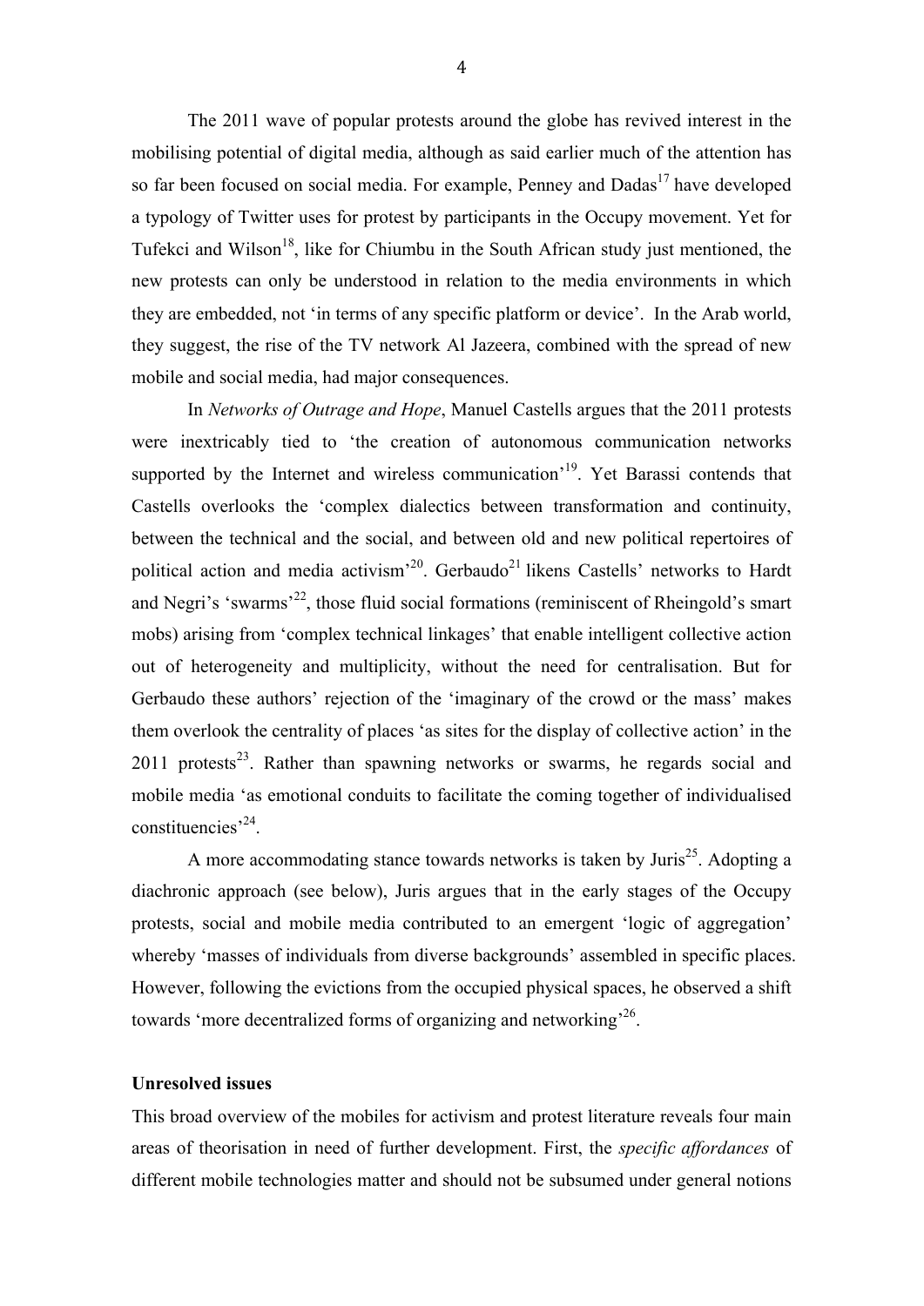The 2011 wave of popular protests around the globe has revived interest in the mobilising potential of digital media, although as said earlier much of the attention has so far been focused on social media. For example, Penney and Dadas[17] have developed a typology of Twitter uses for protest by participants in the Occupy movement. Yet for Tufekci and Wilson[18], like for Chiumbu in the South African study just mentioned, the new protests can only be understood in relation to the media environments in which they are embedded, not 'in terms of any specific platform or device'. In the Arab world, they suggest, the rise of the TV network Al Jazeera, combined with the spread of new mobile and social media, had major consequences.

In *Networks of Outrage and Hope*, Manuel Castells argues that the 2011 protests were inextricably tied to 'the creation of autonomous communication networks supported by the Internet and wireless communication'[19]. Yet Barassi contends that Castells overlooks the 'complex dialectics between transformation and continuity, between the technical and the social, and between old and new political repertoires of political action and media activism'[20]. Gerbaudo[21] likens Castells' networks to Hardt and Negri's 'swarms'[22], those fluid social formations (reminiscent of Rheingold's smart mobs) arising from 'complex technical linkages' that enable intelligent collective action out of heterogeneity and multiplicity, without the need for centralisation. But for Gerbaudo these authors' rejection of the 'imaginary of the crowd or the mass' makes them overlook the centrality of places 'as sites for the display of collective action' in the 2011 protests[23]. Rather than spawning networks or swarms, he regards social and mobile media 'as emotional conduits to facilitate the coming together of individualised constituencies'[24].

A more accommodating stance towards networks is taken by Juris[25]. Adopting a diachronic approach (see below), Juris argues that in the early stages of the Occupy protests, social and mobile media contributed to an emergent 'logic of aggregation' whereby 'masses of individuals from diverse backgrounds' assembled in specific places. However, following the evictions from the occupied physical spaces, he observed a shift towards 'more decentralized forms of organizing and networking'[26].

**Unresolved issues**

This broad overview of the mobiles for activism and protest literature reveals four main areas of theorisation in need of further development. First, the *specific affordances* of different mobile technologies matter and should not be subsumed under general notions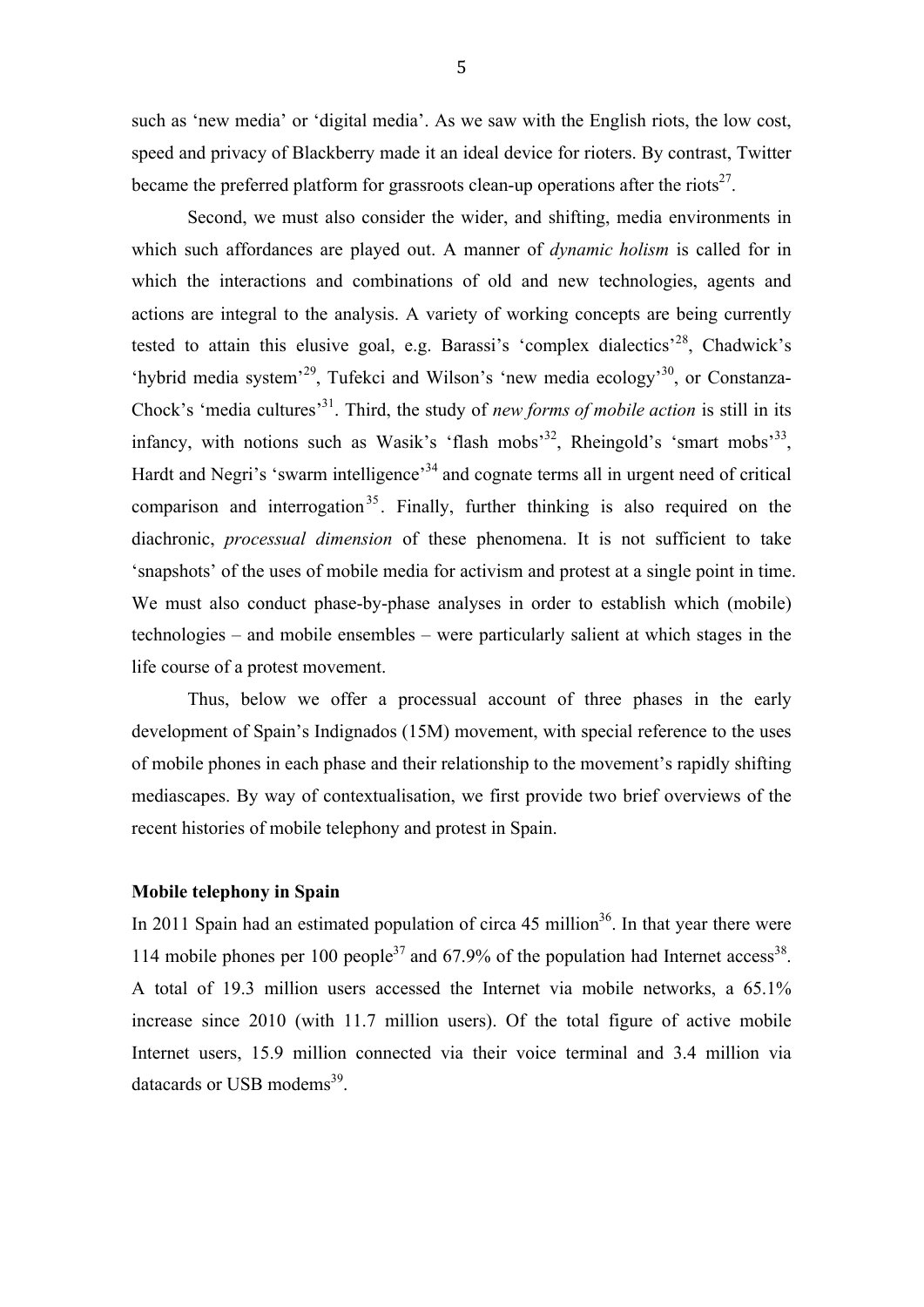such as 'new media' or 'digital media'. As we saw with the English riots, the low cost, speed and privacy of Blackberry made it an ideal device for rioters. By contrast, Twitter became the preferred platform for grassroots clean-up operations after the riots[27].

Second, we must also consider the wider, and shifting, media environments in which such affordances are played out. A manner of *dynamic holism* is called for in which the interactions and combinations of old and new technologies, agents and actions are integral to the analysis. A variety of working concepts are being currently tested to attain this elusive goal, e.g. Barassi's 'complex dialectics'[28], Chadwick's 'hybrid media system'[29], Tufekci and Wilson's 'new media ecology'[30], or Constanza-Chock's 'media cultures'[31]. Third, the study of *new forms of mobile action* is still in its infancy, with notions such as Wasik's 'flash mobs'[32], Rheingold's 'smart mobs'[33], Hardt and Negri's 'swarm intelligence'[34] and cognate terms all in urgent need of critical comparison and interrogation[35]. Finally, further thinking is also required on the diachronic, *processual dimension* of these phenomena. It is not sufficient to take 'snapshots' of the uses of mobile media for activism and protest at a single point in time. We must also conduct phase-by-phase analyses in order to establish which (mobile) technologies – and mobile ensembles – were particularly salient at which stages in the life course of a protest movement.

Thus, below we offer a processual account of three phases in the early development of Spain's Indignados (15M) movement, with special reference to the uses of mobile phones in each phase and their relationship to the movement's rapidly shifting mediascapes. By way of contextualisation, we first provide two brief overviews of the recent histories of mobile telephony and protest in Spain.

**Mobile telephony in Spain**

In 2011 Spain had an estimated population of circa 45 million[36]. In that year there were 114 mobile phones per 100 people[37] and 67.9% of the population had Internet access[38]. A total of 19.3 million users accessed the Internet via mobile networks, a 65.1% increase since 2010 (with 11.7 million users). Of the total figure of active mobile Internet users, 15.9 million connected via their voice terminal and 3.4 million via datacards or USB modems[39].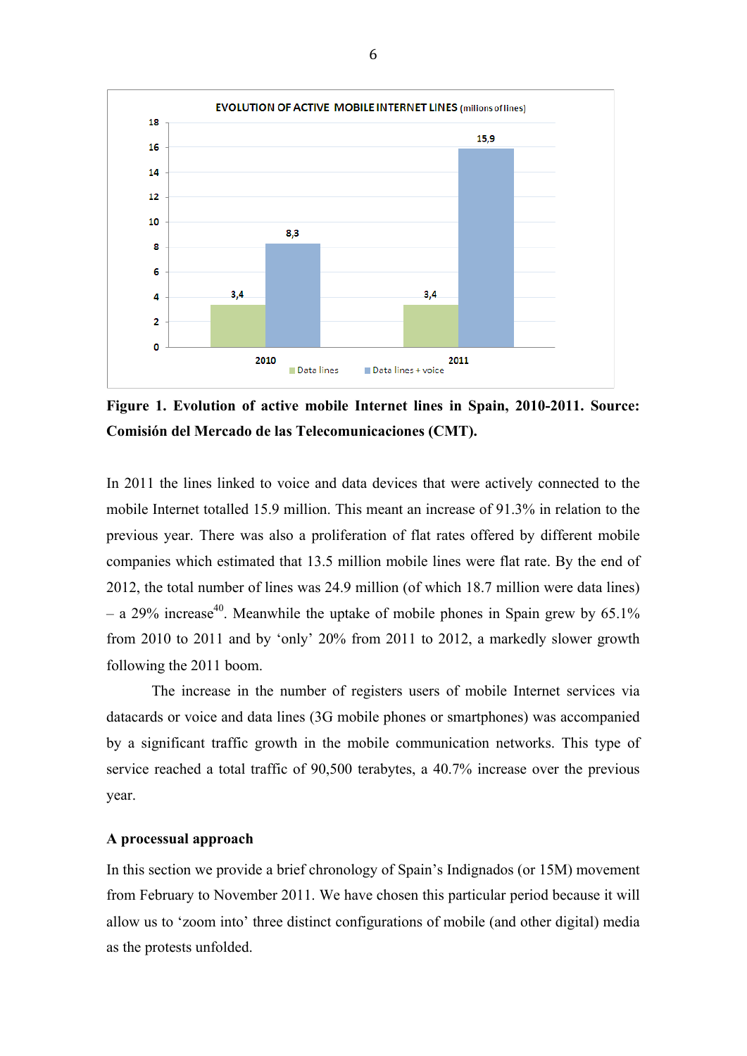**Figure 1. Evolution of active mobile Internet lines in Spain, 2010-2011. Source: Comisión del Mercado de las Telecomunicaciones (CMT).**

In 2011 the lines linked to voice and data devices that were actively connected to the mobile Internet totalled 15.9 million. This meant an increase of 91.3% in relation to the previous year. There was also a proliferation of flat rates offered by different mobile companies which estimated that 13.5 million mobile lines were flat rate. By the end of 2012, the total number of lines was 24.9 million (of which 18.7 million were data lines) – a 29% increase[40]. Meanwhile the uptake of mobile phones in Spain grew by 65.1% from 2010 to 2011 and by 'only' 20% from 2011 to 2012, a markedly slower growth following the 2011 boom.

The increase in the number of registers users of mobile Internet services via datacards or voice and data lines (3G mobile phones or smartphones) was accompanied by a significant traffic growth in the mobile communication networks. This type of service reached a total traffic of 90,500 terabytes, a 40.7% increase over the previous year.

### A processual approach

In this section we provide a brief chronology of Spain's Indignados (or 15M) movement from February to November 2011. We have chosen this particular period because it will allow us to 'zoom into' three distinct configurations of mobile (and other digital) media as the protests unfolded.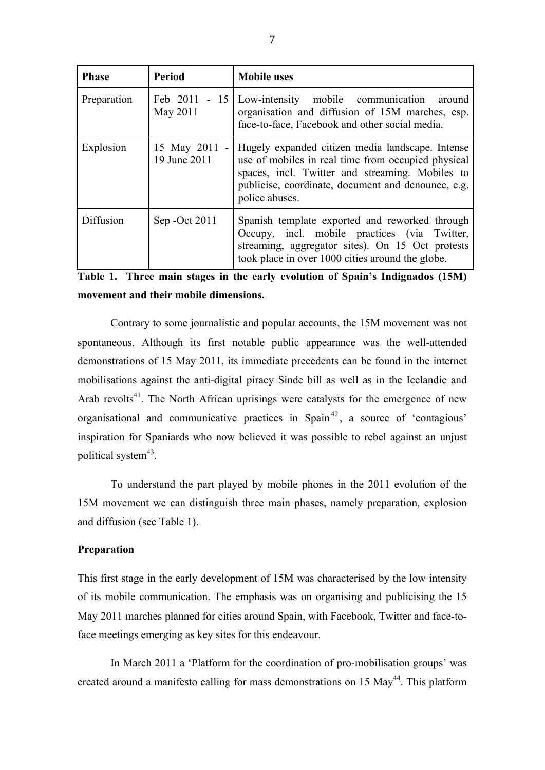| Phase | Period | Mobile uses |
|---|---|---|
| Preparation | Feb 2011 - 15 May 2011 | Low-intensity mobile communication around organisation and diffusion of 15M marches, esp. face-to-face, Facebook and other social media. |
| Explosion | 15 May 2011 - 19 June 2011 | Hugely expanded citizen media landscape. Intense use of mobiles in real time from occupied physical spaces, incl. Twitter and streaming. Mobiles to publicise, coordinate, document and denounce, e.g. police abuses. |
| Diffusion | Sep -Oct 2011 | Spanish template exported and reworked through Occupy, incl. mobile practices (via Twitter, streaming, aggregator sites). On 15 Oct protests took place in over 1000 cities around the globe. |

**Table 1. Three main stages in the early evolution of Spain's Indignados (15M) movement and their mobile dimensions.**

Contrary to some journalistic and popular accounts, the 15M movement was not spontaneous. Although its first notable public appearance was the well-attended demonstrations of 15 May 2011, its immediate precedents can be found in the internet mobilisations against the anti-digital piracy Sinde bill as well as in the Icelandic and Arab revolts[41]. The North African uprisings were catalysts for the emergence of new organisational and communicative practices in Spain[42], a source of 'contagious' inspiration for Spaniards who now believed it was possible to rebel against an unjust political system[43].

To understand the part played by mobile phones in the 2011 evolution of the 15M movement we can distinguish three main phases, namely preparation, explosion and diffusion (see Table 1).

**Preparation**

This first stage in the early development of 15M was characterised by the low intensity of its mobile communication. The emphasis was on organising and publicising the 15 May 2011 marches planned for cities around Spain, with Facebook, Twitter and face-to-face meetings emerging as key sites for this endeavour.

In March 2011 a 'Platform for the coordination of pro-mobilisation groups' was created around a manifesto calling for mass demonstrations on 15 May[44]. This platform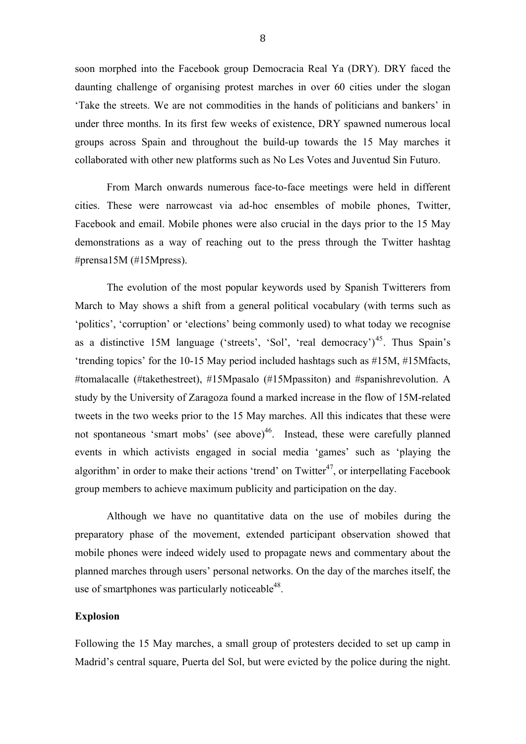soon morphed into the Facebook group Democracia Real Ya (DRY). DRY faced the daunting challenge of organising protest marches in over 60 cities under the slogan 'Take the streets. We are not commodities in the hands of politicians and bankers' in under three months. In its first few weeks of existence, DRY spawned numerous local groups across Spain and throughout the build-up towards the 15 May marches it collaborated with other new platforms such as No Les Votes and Juventud Sin Futuro.

From March onwards numerous face-to-face meetings were held in different cities. These were narrowcast via ad-hoc ensembles of mobile phones, Twitter, Facebook and email. Mobile phones were also crucial in the days prior to the 15 May demonstrations as a way of reaching out to the press through the Twitter hashtag #prensa15M (#15Mpress).

The evolution of the most popular keywords used by Spanish Twitterers from March to May shows a shift from a general political vocabulary (with terms such as 'politics', 'corruption' or 'elections' being commonly used) to what today we recognise as a distinctive 15M language ('streets', 'Sol', 'real democracy')[45]. Thus Spain's 'trending topics' for the 10-15 May period included hashtags such as #15M, #15Mfacts, #tomalacalle (#takethestreet), #15Mpasalo (#15Mpassiton) and #spanishrevolution. A study by the University of Zaragoza found a marked increase in the flow of 15M-related tweets in the two weeks prior to the 15 May marches. All this indicates that these were not spontaneous 'smart mobs' (see above)[46]. Instead, these were carefully planned events in which activists engaged in social media 'games' such as 'playing the algorithm' in order to make their actions 'trend' on Twitter[47], or interpellating Facebook group members to achieve maximum publicity and participation on the day.

Although we have no quantitative data on the use of mobiles during the preparatory phase of the movement, extended participant observation showed that mobile phones were indeed widely used to propagate news and commentary about the planned marches through users' personal networks. On the day of the marches itself, the use of smartphones was particularly noticeable[48].

**Explosion**

Following the 15 May marches, a small group of protesters decided to set up camp in Madrid's central square, Puerta del Sol, but were evicted by the police during the night.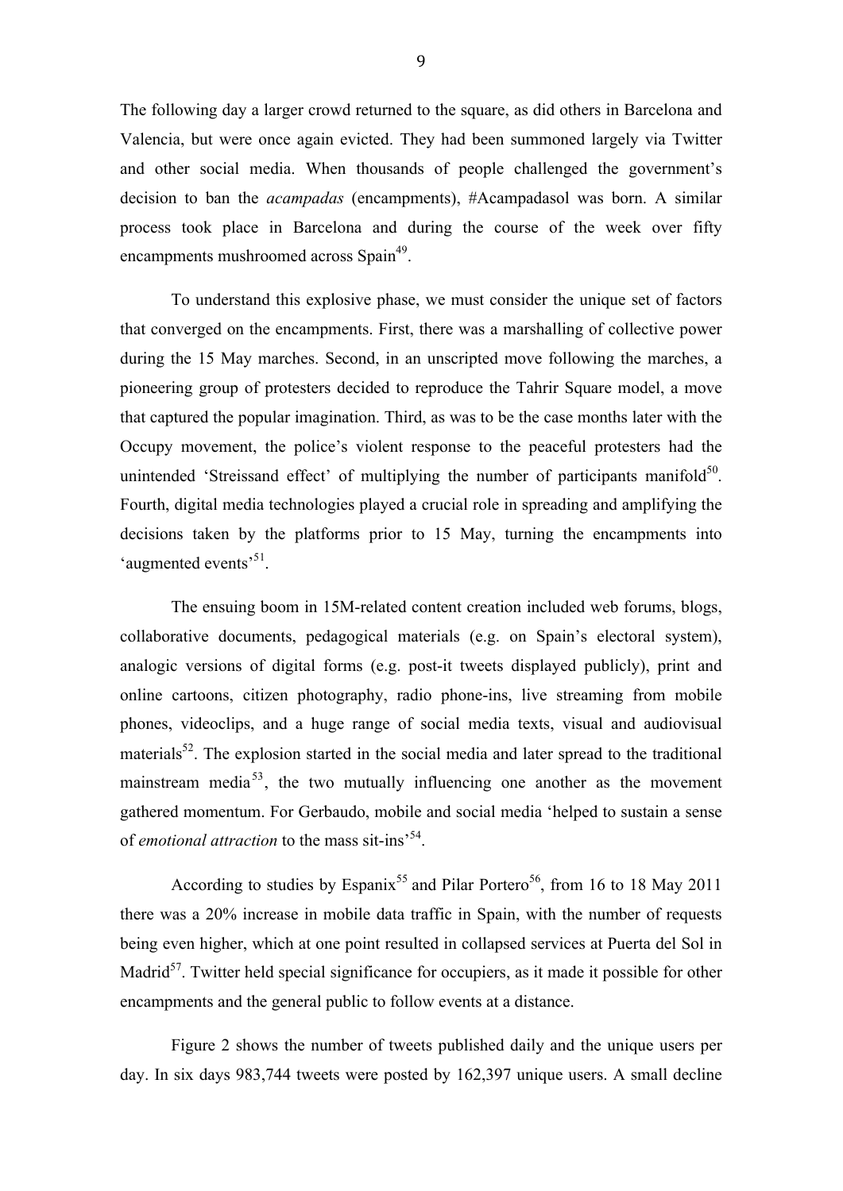The following day a larger crowd returned to the square, as did others in Barcelona and Valencia, but were once again evicted. They had been summoned largely via Twitter and other social media. When thousands of people challenged the government's decision to ban the *acampadas* (encampments), #Acampadasol was born. A similar process took place in Barcelona and during the course of the week over fifty encampments mushroomed across Spain[49].

To understand this explosive phase, we must consider the unique set of factors that converged on the encampments. First, there was a marshalling of collective power during the 15 May marches. Second, in an unscripted move following the marches, a pioneering group of protesters decided to reproduce the Tahrir Square model, a move that captured the popular imagination. Third, as was to be the case months later with the Occupy movement, the police's violent response to the peaceful protesters had the unintended 'Streissand effect' of multiplying the number of participants manifold[50]. Fourth, digital media technologies played a crucial role in spreading and amplifying the decisions taken by the platforms prior to 15 May, turning the encampments into 'augmented events'[51].

The ensuing boom in 15M-related content creation included web forums, blogs, collaborative documents, pedagogical materials (e.g. on Spain's electoral system), analogic versions of digital forms (e.g. post-it tweets displayed publicly), print and online cartoons, citizen photography, radio phone-ins, live streaming from mobile phones, videoclips, and a huge range of social media texts, visual and audiovisual materials[52]. The explosion started in the social media and later spread to the traditional mainstream media[53], the two mutually influencing one another as the movement gathered momentum. For Gerbaudo, mobile and social media 'helped to sustain a sense of *emotional attraction* to the mass sit-ins'[54].

According to studies by Espanix[55] and Pilar Portero[56], from 16 to 18 May 2011 there was a 20% increase in mobile data traffic in Spain, with the number of requests being even higher, which at one point resulted in collapsed services at Puerta del Sol in Madrid[57]. Twitter held special significance for occupiers, as it made it possible for other encampments and the general public to follow events at a distance.

Figure 2 shows the number of tweets published daily and the unique users per day. In six days 983,744 tweets were posted by 162,397 unique users. A small decline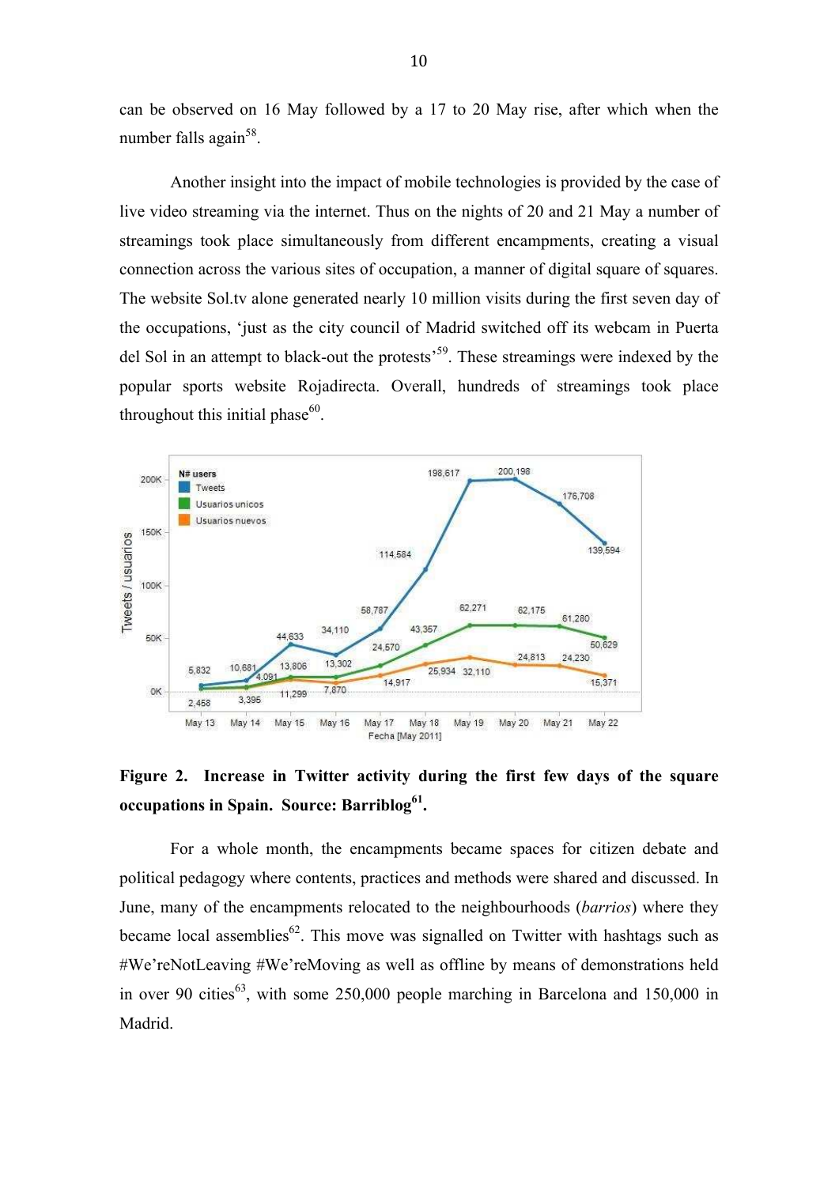can be observed on 16 May followed by a 17 to 20 May rise, after which when the number falls again[58].

Another insight into the impact of mobile technologies is provided by the case of live video streaming via the internet. Thus on the nights of 20 and 21 May a number of streamings took place simultaneously from different encampments, creating a visual connection across the various sites of occupation, a manner of digital square of squares. The website Sol.tv alone generated nearly 10 million visits during the first seven day of the occupations, 'just as the city council of Madrid switched off its webcam in Puerta del Sol in an attempt to black-out the protests'[59]. These streamings were indexed by the popular sports website Rojadirecta. Overall, hundreds of streamings took place throughout this initial phase[60].

**Figure 2. Increase in Twitter activity during the first few days of the square occupations in Spain. Source: Barriblog[61].**

For a whole month, the encampments became spaces for citizen debate and political pedagogy where contents, practices and methods were shared and discussed. In June, many of the encampments relocated to the neighbourhoods (*barrios*) where they became local assemblies[62]. This move was signalled on Twitter with hashtags such as #We'reNotLeaving #We'reMoving as well as offline by means of demonstrations held in over 90 cities[63], with some 250,000 people marching in Barcelona and 150,000 in Madrid.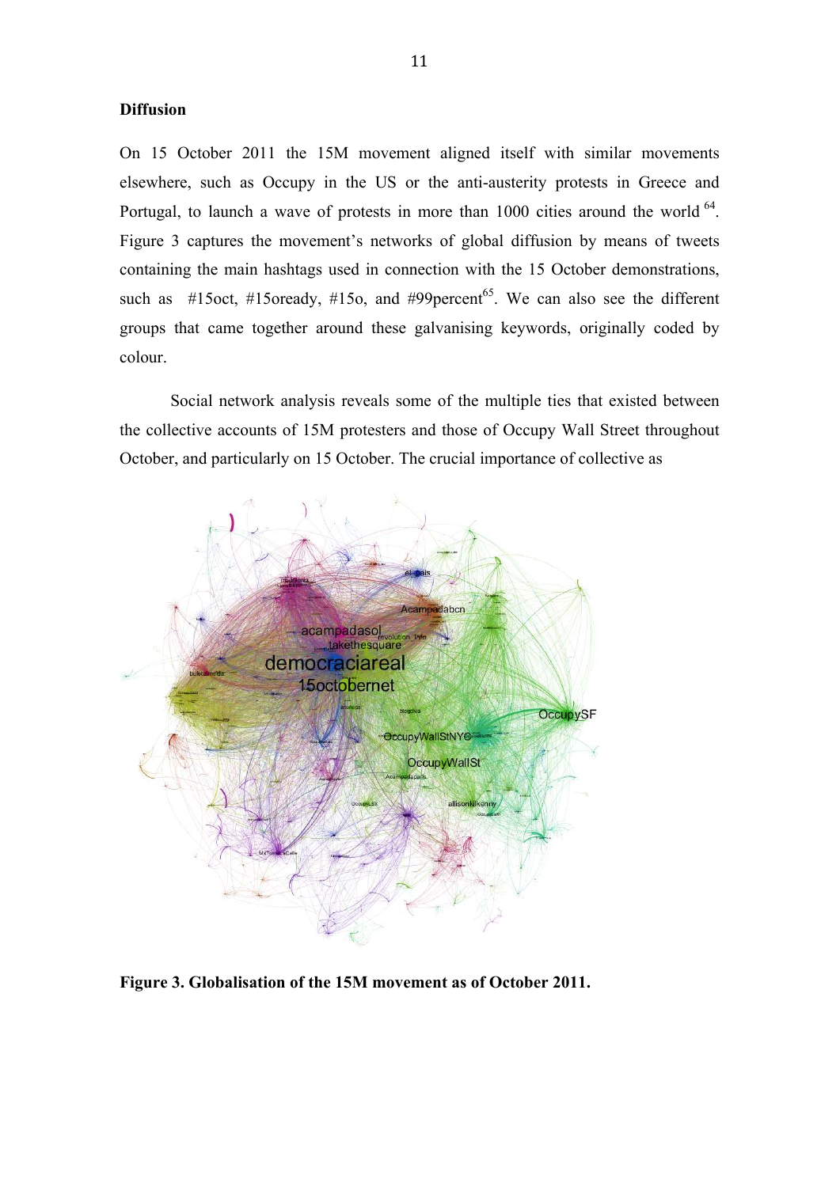**Diffusion**

On 15 October 2011 the 15M movement aligned itself with similar movements elsewhere, such as Occupy in the US or the anti-austerity protests in Greece and Portugal, to launch a wave of protests in more than 1000 cities around the world [64]. Figure 3 captures the movement's networks of global diffusion by means of tweets containing the main hashtags used in connection with the 15 October demonstrations, such as #15oct, #15oready, #15o, and #99percent[65]. We can also see the different groups that came together around these galvanising keywords, originally coded by colour.

Social network analysis reveals some of the multiple ties that existed between the collective accounts of 15M protesters and those of Occupy Wall Street throughout October, and particularly on 15 October. The crucial importance of collective as

**Figure 3. Globalisation of the 15M movement as of October 2011.**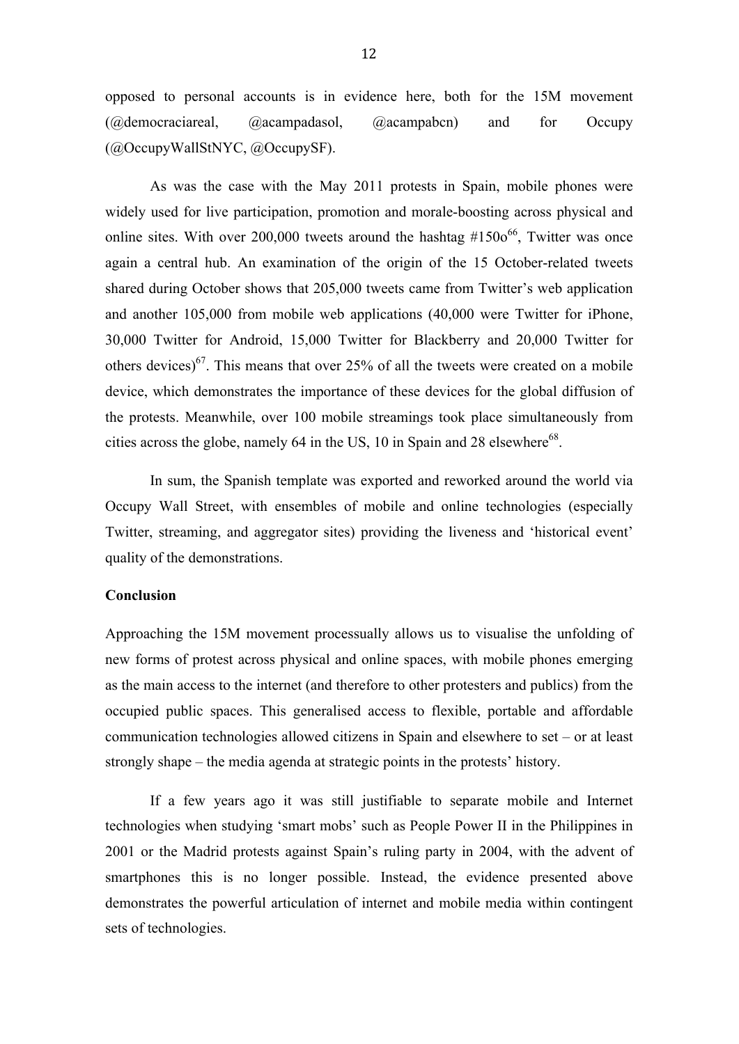opposed to personal accounts is in evidence here, both for the 15M movement (@democraciareal, @acampadasol, @acampabcn) and for Occupy (@OccupyWallStNYC, @OccupySF).

As was the case with the May 2011 protests in Spain, mobile phones were widely used for live participation, promotion and morale-boosting across physical and online sites. With over 200,000 tweets around the hashtag #15Oo[66], Twitter was once again a central hub. An examination of the origin of the 15 October-related tweets shared during October shows that 205,000 tweets came from Twitter's web application and another 105,000 from mobile web applications (40,000 were Twitter for iPhone, 30,000 Twitter for Android, 15,000 Twitter for Blackberry and 20,000 Twitter for others devices)[67]. This means that over 25% of all the tweets were created on a mobile device, which demonstrates the importance of these devices for the global diffusion of the protests. Meanwhile, over 100 mobile streamings took place simultaneously from cities across the globe, namely 64 in the US, 10 in Spain and 28 elsewhere[68].

In sum, the Spanish template was exported and reworked around the world via Occupy Wall Street, with ensembles of mobile and online technologies (especially Twitter, streaming, and aggregator sites) providing the liveness and 'historical event' quality of the demonstrations.

## Conclusion

Approaching the 15M movement processually allows us to visualise the unfolding of new forms of protest across physical and online spaces, with mobile phones emerging as the main access to the internet (and therefore to other protesters and publics) from the occupied public spaces. This generalised access to flexible, portable and affordable communication technologies allowed citizens in Spain and elsewhere to set – or at least strongly shape – the media agenda at strategic points in the protests' history.

If a few years ago it was still justifiable to separate mobile and Internet technologies when studying 'smart mobs' such as People Power II in the Philippines in 2001 or the Madrid protests against Spain's ruling party in 2004, with the advent of smartphones this is no longer possible. Instead, the evidence presented above demonstrates the powerful articulation of internet and mobile media within contingent sets of technologies.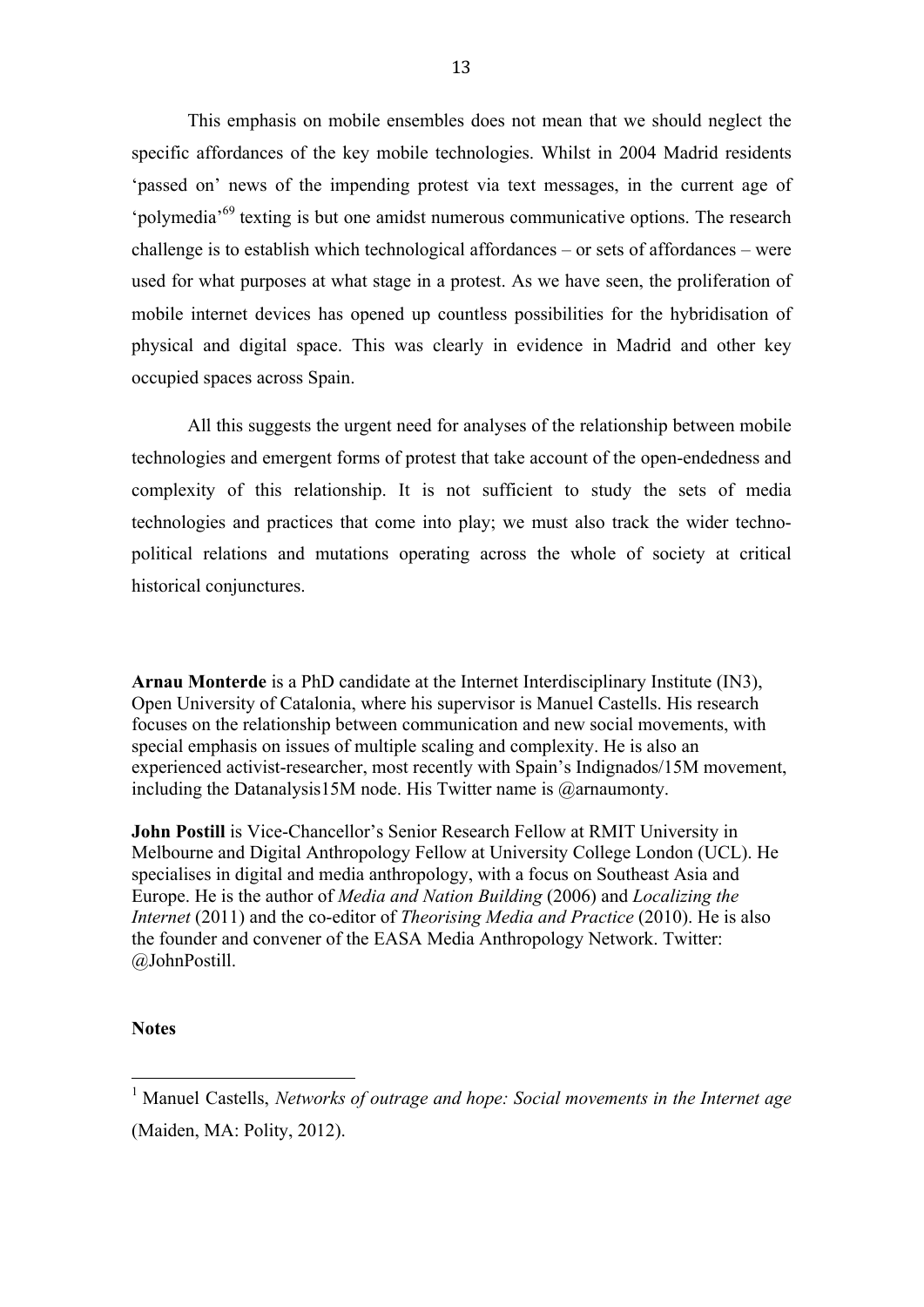This emphasis on mobile ensembles does not mean that we should neglect the specific affordances of the key mobile technologies. Whilst in 2004 Madrid residents 'passed on' news of the impending protest via text messages, in the current age of 'polymedia'[69] texting is but one amidst numerous communicative options. The research challenge is to establish which technological affordances – or sets of affordances – were used for what purposes at what stage in a protest. As we have seen, the proliferation of mobile internet devices has opened up countless possibilities for the hybridisation of physical and digital space. This was clearly in evidence in Madrid and other key occupied spaces across Spain.

All this suggests the urgent need for analyses of the relationship between mobile technologies and emergent forms of protest that take account of the open-endedness and complexity of this relationship. It is not sufficient to study the sets of media technologies and practices that come into play; we must also track the wider techno-political relations and mutations operating across the whole of society at critical historical conjunctures.

**Arnau Monterde** is a PhD candidate at the Internet Interdisciplinary Institute (IN3), Open University of Catalonia, where his supervisor is Manuel Castells. His research focuses on the relationship between communication and new social movements, with special emphasis on issues of multiple scaling and complexity. He is also an experienced activist-researcher, most recently with Spain's Indignados/15M movement, including the Datanalysis15M node. His Twitter name is @arnaumonty.

**John Postill** is Vice-Chancellor's Senior Research Fellow at RMIT University in Melbourne and Digital Anthropology Fellow at University College London (UCL). He specialises in digital and media anthropology, with a focus on Southeast Asia and Europe. He is the author of *Media and Nation Building* (2006) and *Localizing the Internet* (2011) and the co-editor of *Theorising Media and Practice* (2010). He is also the founder and convener of the EASA Media Anthropology Network. Twitter: @JohnPostill.

**Notes**

[1] Manuel Castells, *Networks of outrage and hope: Social movements in the Internet age* (Maiden, MA: Polity, 2012).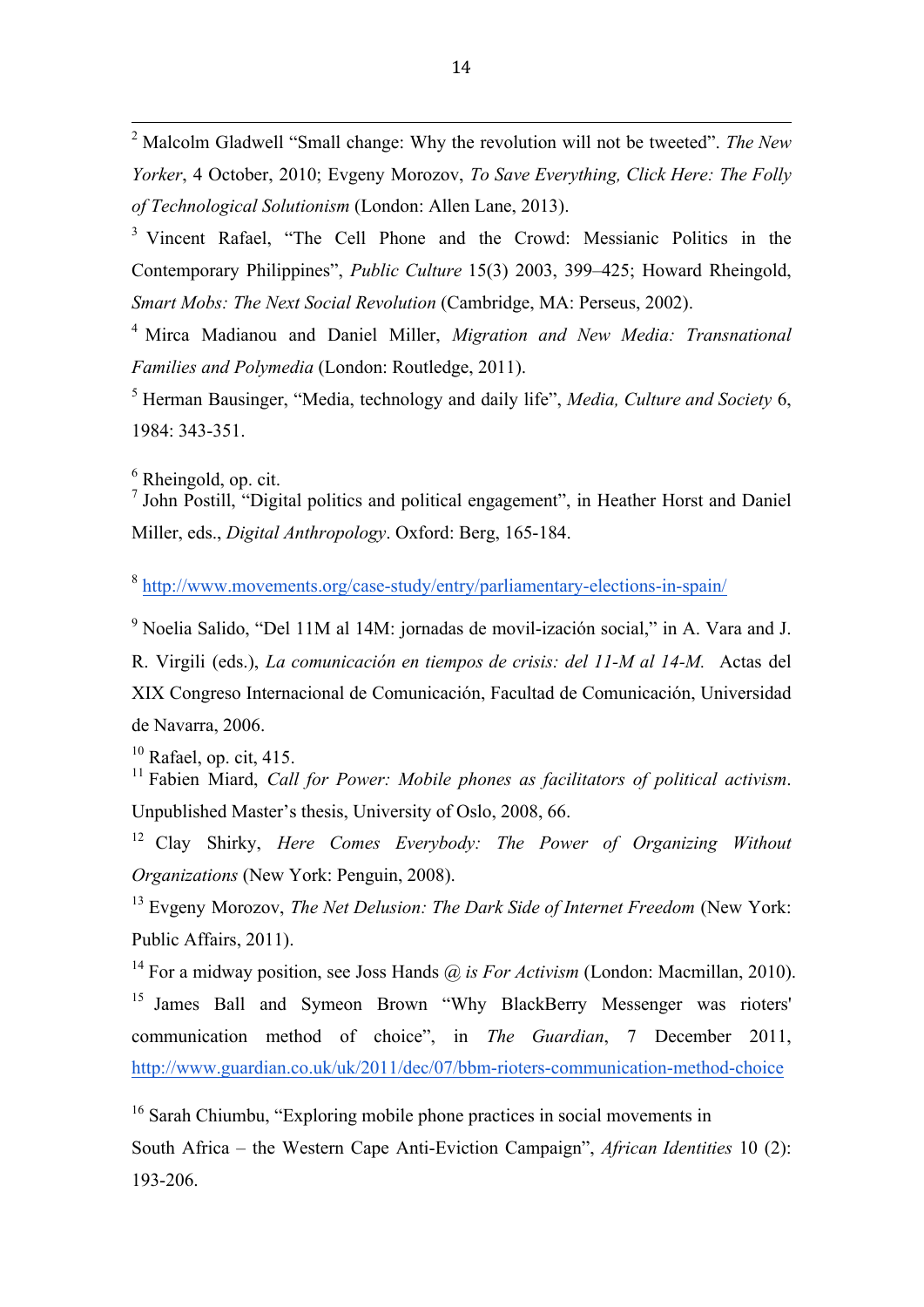[2] Malcolm Gladwell "Small change: Why the revolution will not be tweeted". *The New Yorker*, 4 October, 2010; Evgeny Morozov, *To Save Everything, Click Here: The Folly of Technological Solutionism* (London: Allen Lane, 2013).

[3] Vincent Rafael, "The Cell Phone and the Crowd: Messianic Politics in the Contemporary Philippines", *Public Culture* 15(3) 2003, 399–425; Howard Rheingold, *Smart Mobs: The Next Social Revolution* (Cambridge, MA: Perseus, 2002).

[4] Mirca Madianou and Daniel Miller, *Migration and New Media: Transnational Families and Polymedia* (London: Routledge, 2011).

[5] Herman Bausinger, "Media, technology and daily life", *Media, Culture and Society* 6, 1984: 343-351.

[6] Rheingold, op. cit.

[7] John Postill, "Digital politics and political engagement", in Heather Horst and Daniel Miller, eds., *Digital Anthropology*. Oxford: Berg, 165-184.

[8] http://www.movements.org/case-study/entry/parliamentary-elections-in-spain/

[9] Noelia Salido, "Del 11M al 14M: jornadas de movil-ización social," in A. Vara and J. R. Virgili (eds.), *La comunicación en tiempos de crisis: del 11-M al 14-M.* Actas del XIX Congreso Internacional de Comunicación, Facultad de Comunicación, Universidad de Navarra, 2006.

[10] Rafael, op. cit, 415.

[11] Fabien Miard, *Call for Power: Mobile phones as facilitators of political activism*. Unpublished Master's thesis, University of Oslo, 2008, 66.

[12] Clay Shirky, *Here Comes Everybody: The Power of Organizing Without Organizations* (New York: Penguin, 2008).

[13] Evgeny Morozov, *The Net Delusion: The Dark Side of Internet Freedom* (New York: Public Affairs, 2011).

[14] For a midway position, see Joss Hands *@ is For Activism* (London: Macmillan, 2010).

[15] James Ball and Symeon Brown "Why BlackBerry Messenger was rioters' communication method of choice", in *The Guardian*, 7 December 2011, http://www.guardian.co.uk/uk/2011/dec/07/bbm-rioters-communication-method-choice

[16] Sarah Chiumbu, "Exploring mobile phone practices in social movements in South Africa – the Western Cape Anti-Eviction Campaign", *African Identities* 10 (2): 193-206.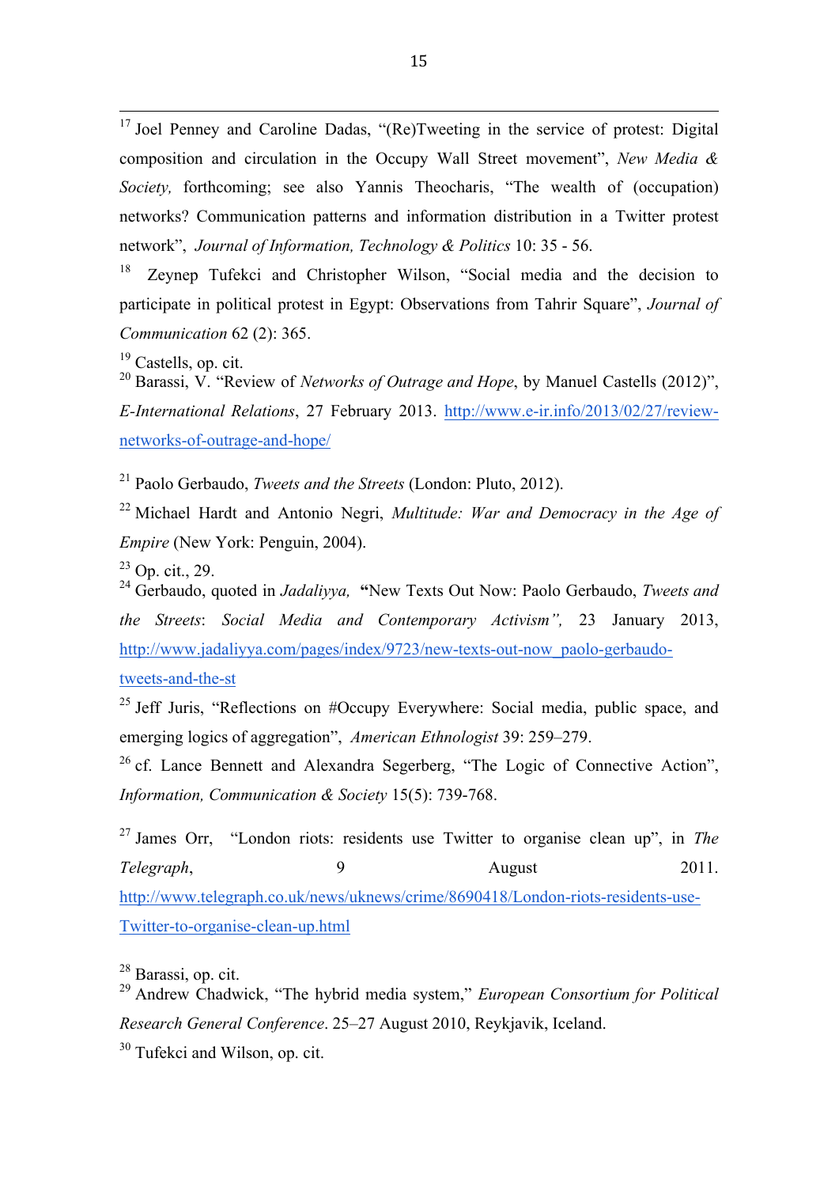[17] Joel Penney and Caroline Dadas, "(Re)Tweeting in the service of protest: Digital composition and circulation in the Occupy Wall Street movement", *New Media & Society,* forthcoming; see also Yannis Theocharis, "The wealth of (occupation) networks? Communication patterns and information distribution in a Twitter protest network", *Journal of Information, Technology & Politics* 10: 35 - 56.

[18] Zeynep Tufekci and Christopher Wilson, "Social media and the decision to participate in political protest in Egypt: Observations from Tahrir Square", *Journal of Communication* 62 (2): 365.

[19] Castells, op. cit.

[20] Barassi, V. "Review of *Networks of Outrage and Hope*, by Manuel Castells (2012)", *E-International Relations*, 27 February 2013. http://www.e-ir.info/2013/02/27/review-networks-of-outrage-and-hope/

[21] Paolo Gerbaudo, *Tweets and the Streets* (London: Pluto, 2012).

[22] Michael Hardt and Antonio Negri, *Multitude: War and Democracy in the Age of Empire* (New York: Penguin, 2004).

[23] Op. cit., 29.

[24] Gerbaudo, quoted in *Jadaliyya,* **"**New Texts Out Now: Paolo Gerbaudo, *Tweets and the Streets*: *Social Media and Contemporary Activism",* 23 January 2013, http://www.jadaliyya.com/pages/index/9723/new-texts-out-now_paolo-gerbaudo-tweets-and-the-st

[25] Jeff Juris, "Reflections on #Occupy Everywhere: Social media, public space, and emerging logics of aggregation", *American Ethnologist* 39: 259–279.

[26] cf. Lance Bennett and Alexandra Segerberg, "The Logic of Connective Action", *Information, Communication & Society* 15(5): 739-768.

[27] James Orr, "London riots: residents use Twitter to organise clean up", in *The Telegraph*, 9 August 2011. http://www.telegraph.co.uk/news/uknews/crime/8690418/London-riots-residents-use-Twitter-to-organise-clean-up.html

[28] Barassi, op. cit.

[29] Andrew Chadwick, "The hybrid media system," *European Consortium for Political Research General Conference*. 25–27 August 2010, Reykjavik, Iceland.

[30] Tufekci and Wilson, op. cit.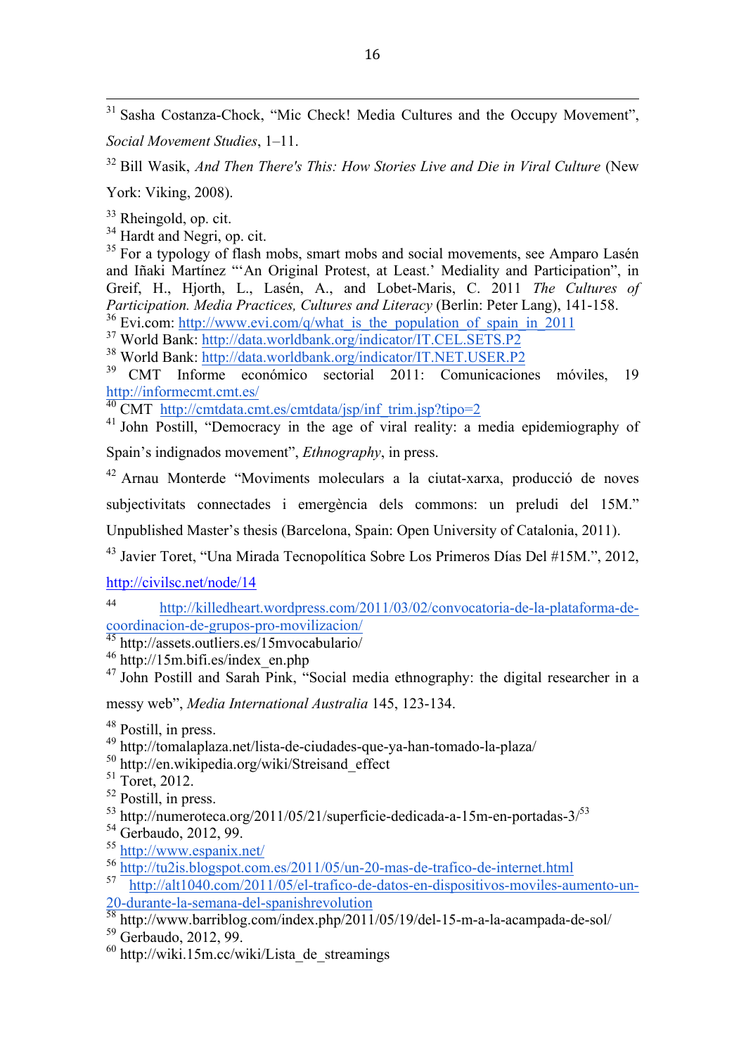[31] Sasha Costanza-Chock, "Mic Check! Media Cultures and the Occupy Movement", *Social Movement Studies*, 1–11.

[32] Bill Wasik, *And Then There's This: How Stories Live and Die in Viral Culture* (New York: Viking, 2008).

[33] Rheingold, op. cit.

[34] Hardt and Negri, op. cit.

[35] For a typology of flash mobs, smart mobs and social movements, see Amparo Lasén and Iñaki Martínez "'An Original Protest, at Least.' Mediality and Participation", in Greif, H., Hjorth, L., Lasén, A., and Lobet-Maris, C. 2011 *The Cultures of Participation. Media Practices, Cultures and Literacy* (Berlin: Peter Lang), 141-158.

[36] Evi.com: http://www.evi.com/q/what_is_the_population_of_spain_in_2011

[37] World Bank: http://data.worldbank.org/indicator/IT.CEL.SETS.P2

[38] World Bank: http://data.worldbank.org/indicator/IT.NET.USER.P2

[39] CMT Informe económico sectorial 2011: Comunicaciones móviles, 19 http://informecmt.cmt.es/

[40] CMT http://cmtdata.cmt.es/cmtdata/jsp/inf_trim.jsp?tipo=2

[41] John Postill, "Democracy in the age of viral reality: a media epidemiography of Spain's indignados movement", *Ethnography*, in press.

[42] Arnau Monterde "Moviments moleculars a la ciutat-xarxa, producció de noves subjectivitats connectades i emergència dels commons: un preludi del 15M." Unpublished Master's thesis (Barcelona, Spain: Open University of Catalonia, 2011).

[43] Javier Toret, "Una Mirada Tecnopolítica Sobre Los Primeros Días Del #15M.", 2012, http://civilsc.net/node/14

[44] http://killedheart.wordpress.com/2011/03/02/convocatoria-de-la-plataforma-de-coordinacion-de-grupos-pro-movilizacion/

[45] http://assets.outliers.es/15mvocabulario/

[46] http://15m.bifi.es/index_en.php

[47] John Postill and Sarah Pink, "Social media ethnography: the digital researcher in a messy web", *Media International Australia* 145, 123-134.

[48] Postill, in press.

[49] http://tomalaplaza.net/lista-de-ciudades-que-ya-han-tomado-la-plaza/

[50] http://en.wikipedia.org/wiki/Streisand_effect

[51] Toret, 2012.

[52] Postill, in press.

[53] http://numeroteca.org/2011/05/21/superficie-dedicada-a-15m-en-portadas-3/[53]

[54] Gerbaudo, 2012, 99.

[55] http://www.espanix.net/

[56] http://tu2is.blogspot.com.es/2011/05/un-20-mas-de-trafico-de-internet.html

[57] http://alt1040.com/2011/05/el-trafico-de-datos-en-dispositivos-moviles-aumento-un-20-durante-la-semana-del-spanishrevolution

[58] http://www.barriblog.com/index.php/2011/05/19/del-15-m-a-la-acampada-de-sol/

[59] Gerbaudo, 2012, 99.

[60] http://wiki.15m.cc/wiki/Lista_de_streamings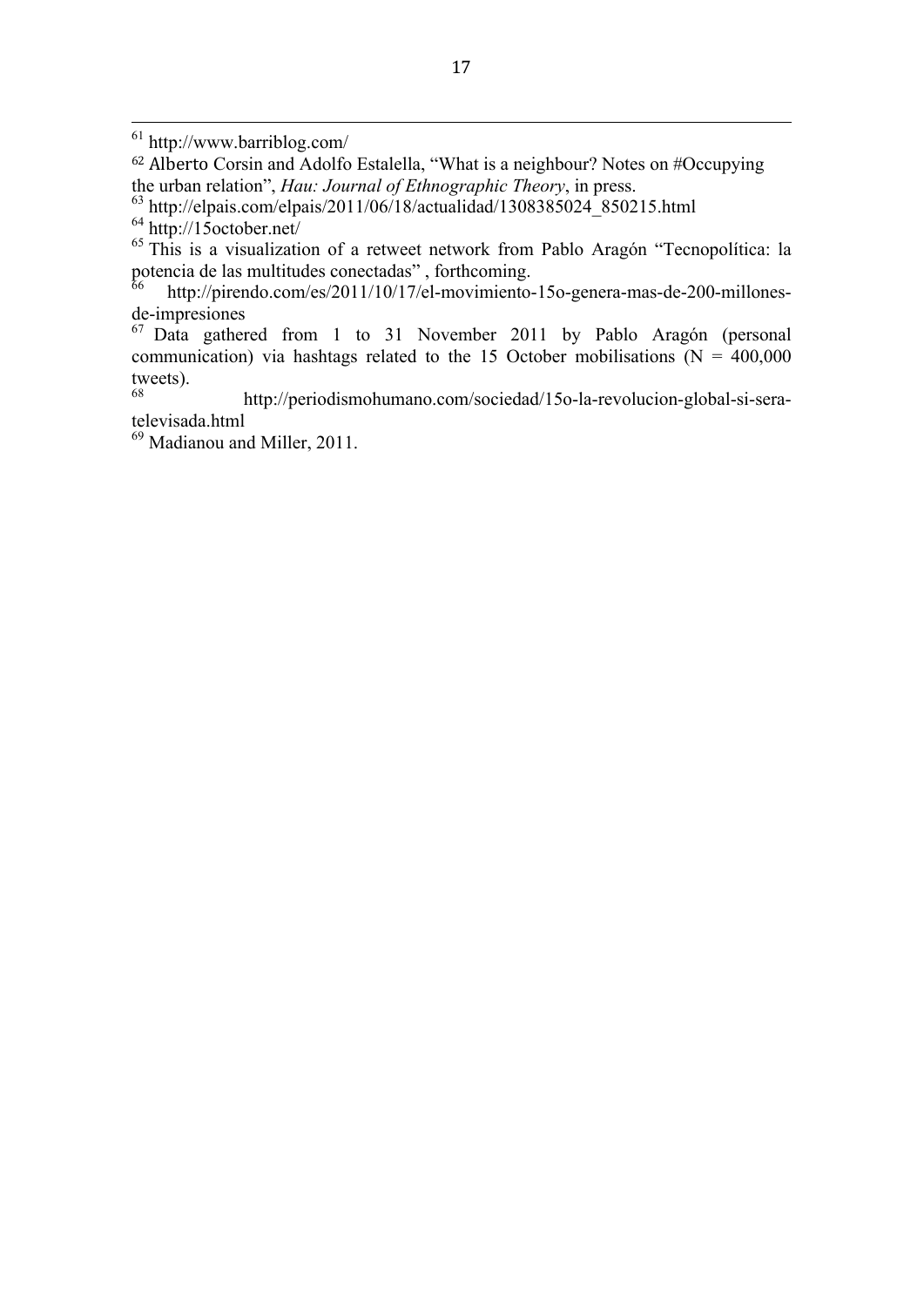[61] http://www.barriblog.com/

[62] Alberto Corsin and Adolfo Estalella, "What is a neighbour? Notes on #Occupying the urban relation", *Hau: Journal of Ethnographic Theory*, in press.

[63] http://elpais.com/elpais/2011/06/18/actualidad/1308385024_850215.html

[64] http://15october.net/

[65] This is a visualization of a retweet network from Pablo Aragón "Tecnopolítica: la potencia de las multitudes conectadas" , forthcoming.

[66] http://pirendo.com/es/2011/10/17/el-movimiento-15o-genera-mas-de-200-millones-de-impresiones

[67] Data gathered from 1 to 31 November 2011 by Pablo Aragón (personal communication) via hashtags related to the 15 October mobilisations (N = 400,000 tweets).

[68] http://periodismohumano.com/sociedad/15o-la-revolucion-global-si-sera-televisada.html

[69] Madianou and Miller, 2011.